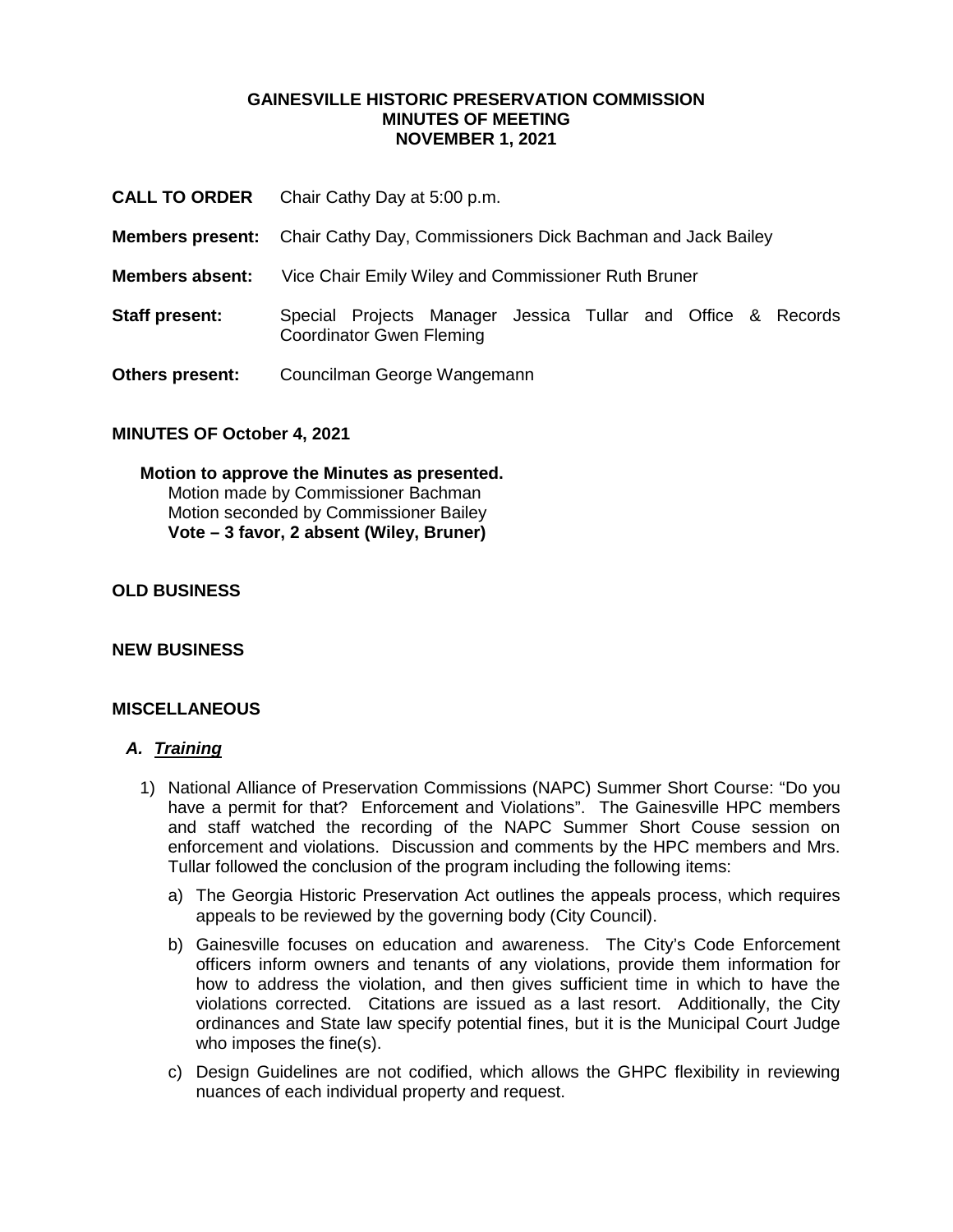**GAINESVILLE HISTORIC PRESERVATION COMMISSION**
**MINUTES OF MEETING**
**NOVEMBER 1, 2021**

**CALL TO ORDER** Chair Cathy Day at 5:00 p.m.

**Members present:** Chair Cathy Day, Commissioners Dick Bachman and Jack Bailey

**Members absent:** Vice Chair Emily Wiley and Commissioner Ruth Bruner

**Staff present:** Special Projects Manager Jessica Tullar and Office & Records Coordinator Gwen Fleming

**Others present:** Councilman George Wangemann

**MINUTES OF October 4, 2021**

**Motion to approve the Minutes as presented.**
Motion made by Commissioner Bachman
Motion seconded by Commissioner Bailey
**Vote – 3 favor, 2 absent (Wiley, Bruner)**

**OLD BUSINESS**

**NEW BUSINESS**

**MISCELLANEOUS**

***A. Training***

1) National Alliance of Preservation Commissions (NAPC) Summer Short Course: "Do you have a permit for that? Enforcement and Violations". The Gainesville HPC members and staff watched the recording of the NAPC Summer Short Couse session on enforcement and violations. Discussion and comments by the HPC members and Mrs. Tullar followed the conclusion of the program including the following items:

   a) The Georgia Historic Preservation Act outlines the appeals process, which requires appeals to be reviewed by the governing body (City Council).

   b) Gainesville focuses on education and awareness. The City's Code Enforcement officers inform owners and tenants of any violations, provide them information for how to address the violation, and then gives sufficient time in which to have the violations corrected. Citations are issued as a last resort. Additionally, the City ordinances and State law specify potential fines, but it is the Municipal Court Judge who imposes the fine(s).

   c) Design Guidelines are not codified, which allows the GHPC flexibility in reviewing nuances of each individual property and request.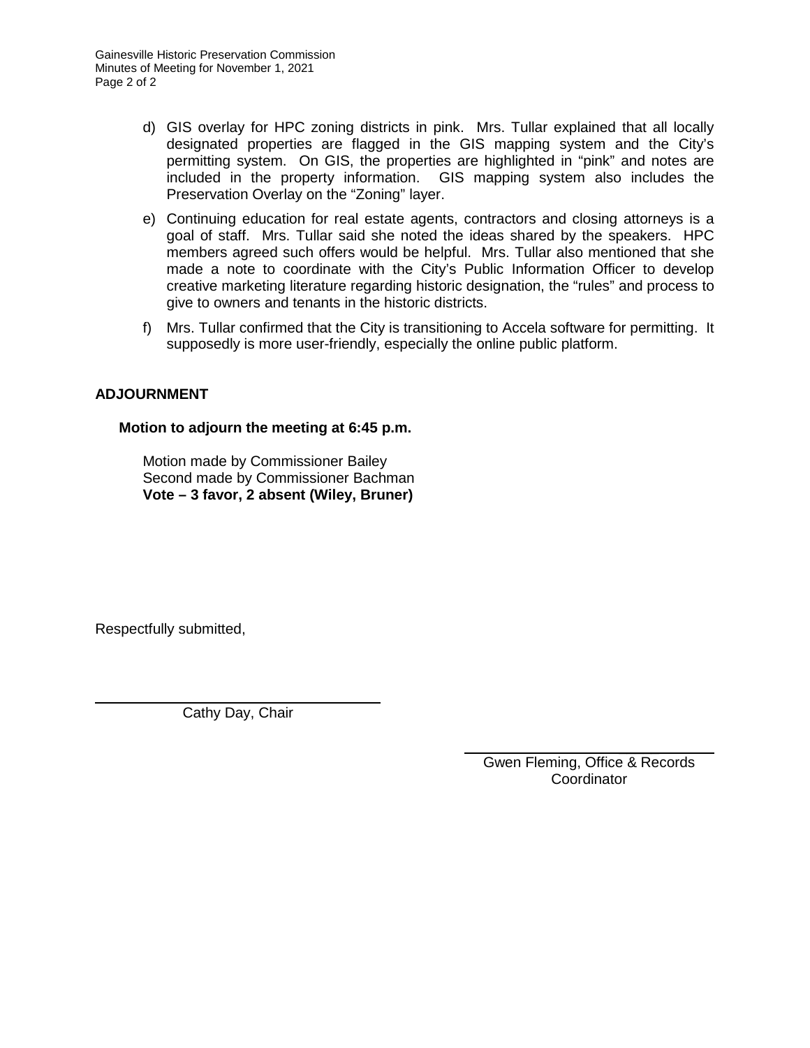d) GIS overlay for HPC zoning districts in pink. Mrs. Tullar explained that all locally designated properties are flagged in the GIS mapping system and the City's permitting system. On GIS, the properties are highlighted in "pink" and notes are included in the property information. GIS mapping system also includes the Preservation Overlay on the "Zoning" layer.

e) Continuing education for real estate agents, contractors and closing attorneys is a goal of staff. Mrs. Tullar said she noted the ideas shared by the speakers. HPC members agreed such offers would be helpful. Mrs. Tullar also mentioned that she made a note to coordinate with the City's Public Information Officer to develop creative marketing literature regarding historic designation, the "rules" and process to give to owners and tenants in the historic districts.

f) Mrs. Tullar confirmed that the City is transitioning to Accela software for permitting. It supposedly is more user-friendly, especially the online public platform.

## ADJOURNMENT

**Motion to adjourn the meeting at 6:45 p.m.**

Motion made by Commissioner Bailey
Second made by Commissioner Bachman
**Vote – 3 favor, 2 absent (Wiley, Bruner)**

Respectfully submitted,

\_\_\_\_\_\_\_\_\_\_\_\_\_\_\_\_\_\_\_\_\_\_\_\_\_\_\_\_\_\_
Cathy Day, Chair

\_\_\_\_\_\_\_\_\_\_\_\_\_\_\_\_\_\_\_\_\_\_\_\_\_\_\_\_\_\_
Gwen Fleming, Office & Records Coordinator